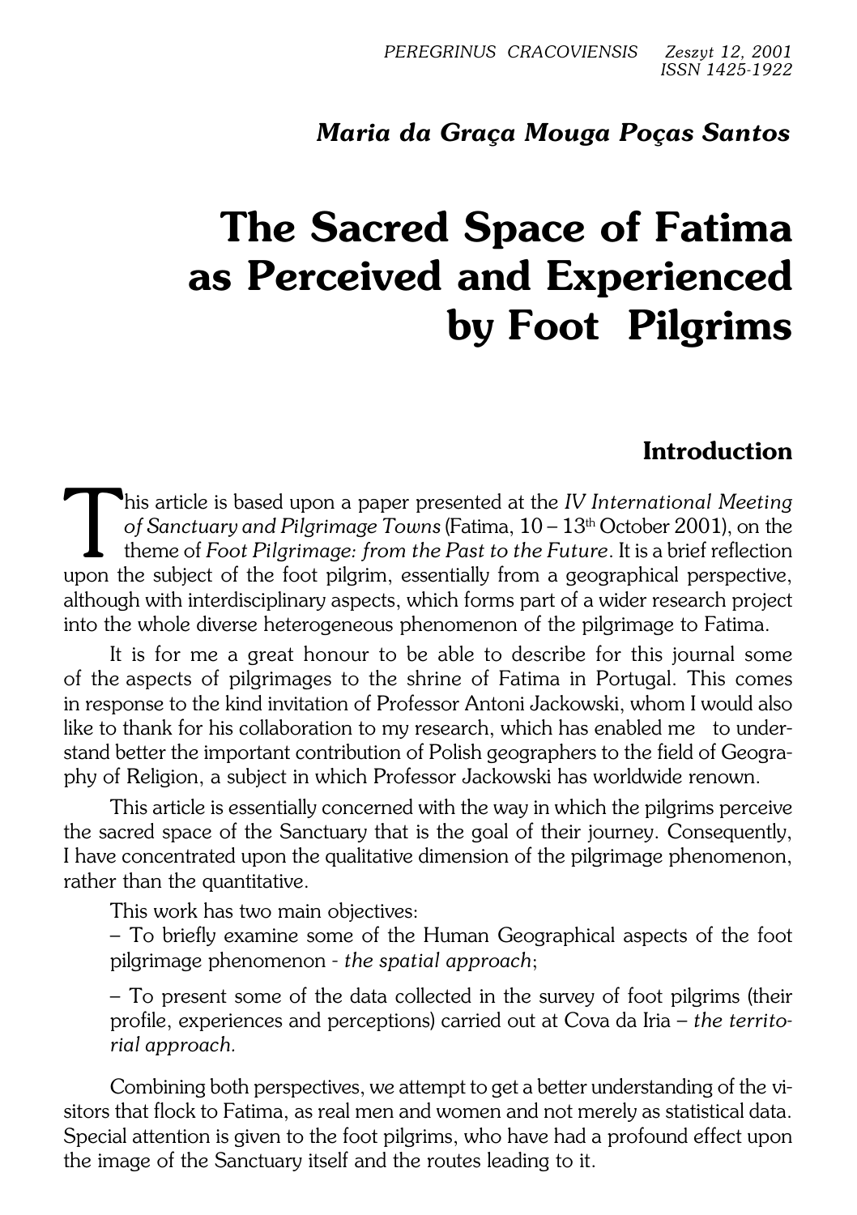*Maria da Graça Mouga Poças Santos*

# The Sacred Space of Fatima as Perceived and Experienced by Foot Pilgrims

## Introduction

This article is based upon a paper presented at the *IV International Meeting of Sanctuary and Pilgrimage Towns* (Fatima, 10 – 13th October 2001), on the theme of *Foot Pilgrimage: from the Past to the Future*. It is a brief reflection upon the subject of the foot pilgrim, essentially from a geographical perspective, although with interdisciplinary aspects, which forms part of a wider research project into the whole diverse heterogeneous phenomenon of the pilgrimage to Fatima.

It is for me a great honour to be able to describe for this journal some of the aspects of pilgrimages to the shrine of Fatima in Portugal. This comes in response to the kind invitation of Professor Antoni Jackowski, whom I would also like to thank for his collaboration to my research, which has enabled me to understand better the important contribution of Polish geographers to the field of Geography of Religion, a subject in which Professor Jackowski has worldwide renown.

This article is essentially concerned with the way in which the pilgrims perceive the sacred space of the Sanctuary that is the goal of their journey. Consequently, I have concentrated upon the qualitative dimension of the pilgrimage phenomenon, rather than the quantitative.

This work has two main objectives:

– To briefly examine some of the Human Geographical aspects of the foot pilgrimage phenomenon - *the spatial approach*;

– To present some of the data collected in the survey of foot pilgrims (their profile, experiences and perceptions) carried out at Cova da Iria – *the territorial approach.*

Combining both perspectives, we attempt to get a better understanding of the visitors that flock to Fatima, as real men and women and not merely as statistical data. Special attention is given to the foot pilgrims, who have had a profound effect upon the image of the Sanctuary itself and the routes leading to it.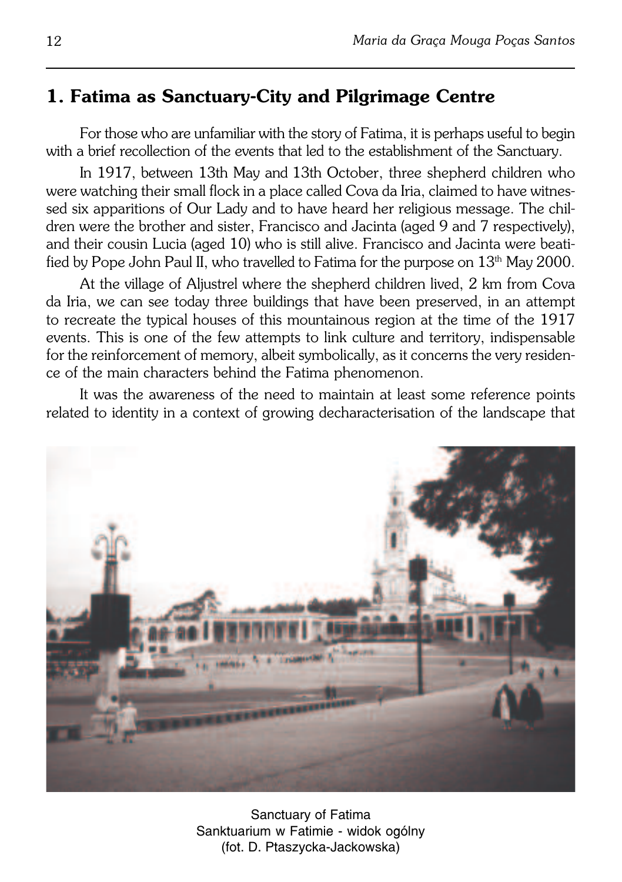## 1. Fatima as Sanctuary-City and Pilgrimage Centre

For those who are unfamiliar with the story of Fatima, it is perhaps useful to begin with a brief recollection of the events that led to the establishment of the Sanctuary.

In 1917, between 13th May and 13th October, three shepherd children who were watching their small flock in a place called Cova da Iria, claimed to have witnessed six apparitions of Our Lady and to have heard her religious message. The children were the brother and sister, Francisco and Jacinta (aged 9 and 7 respectively), and their cousin Lucia (aged 10) who is still alive. Francisco and Jacinta were beatified by Pope John Paul II, who travelled to Fatima for the purpose on 13th May 2000.

At the village of Aljustrel where the shepherd children lived, 2 km from Cova da Iria, we can see today three buildings that have been preserved, in an attempt to recreate the typical houses of this mountainous region at the time of the 1917 events. This is one of the few attempts to link culture and territory, indispensable for the reinforcement of memory, albeit symbolically, as it concerns the very residence of the main characters behind the Fatima phenomenon.

It was the awareness of the need to maintain at least some reference points related to identity in a context of growing decharacterisation of the landscape that

Sanctuary of Fatima
Sanktuarium w Fatimie - widok ogólny
(fot. D. Ptaszycka-Jackowska)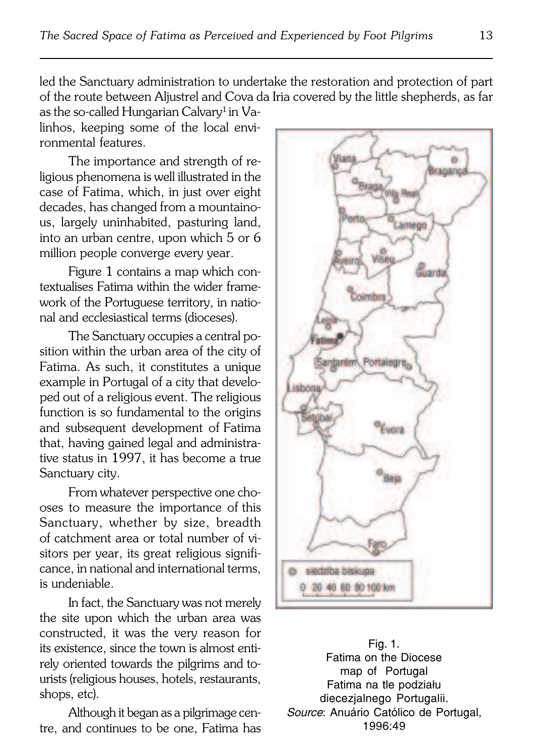led the Sanctuary administration to undertake the restoration and protection of part of the route between Aljustrel and Cova da Iria covered by the little shepherds, as far as the so-called Hungarian Calvary[1] in Valinhos, keeping some of the local environmental features.

The importance and strength of religious phenomena is well illustrated in the case of Fatima, which, in just over eight decades, has changed from a mountainous, largely uninhabited, pasturing land, into an urban centre, upon which 5 or 6 million people converge every year.

Figure 1 contains a map which contextualises Fatima within the wider framework of the Portuguese territory, in national and ecclesiastical terms (dioceses).

The Sanctuary occupies a central position within the urban area of the city of Fatima. As such, it constitutes a unique example in Portugal of a city that developed out of a religious event. The religious function is so fundamental to the origins and subsequent development of Fatima that, having gained legal and administrative status in 1997, it has become a true Sanctuary city.

From whatever perspective one chooses to measure the importance of this Sanctuary, whether by size, breadth of catchment area or total number of visitors per year, its great religious significance, in national and international terms, is undeniable.

In fact, the Sanctuary was not merely the site upon which the urban area was constructed, it was the very reason for its existence, since the town is almost entirely oriented towards the pilgrims and tourists (religious houses, hotels, restaurants, shops, etc).

Although it began as a pilgrimage centre, and continues to be one, Fatima has

Fig. 1.
Fatima on the Diocese map of Portugal
Fatima na tle podziału diecezjalnego Portugalii.
*Source*: Anuário Católico de Portugal, 1996:49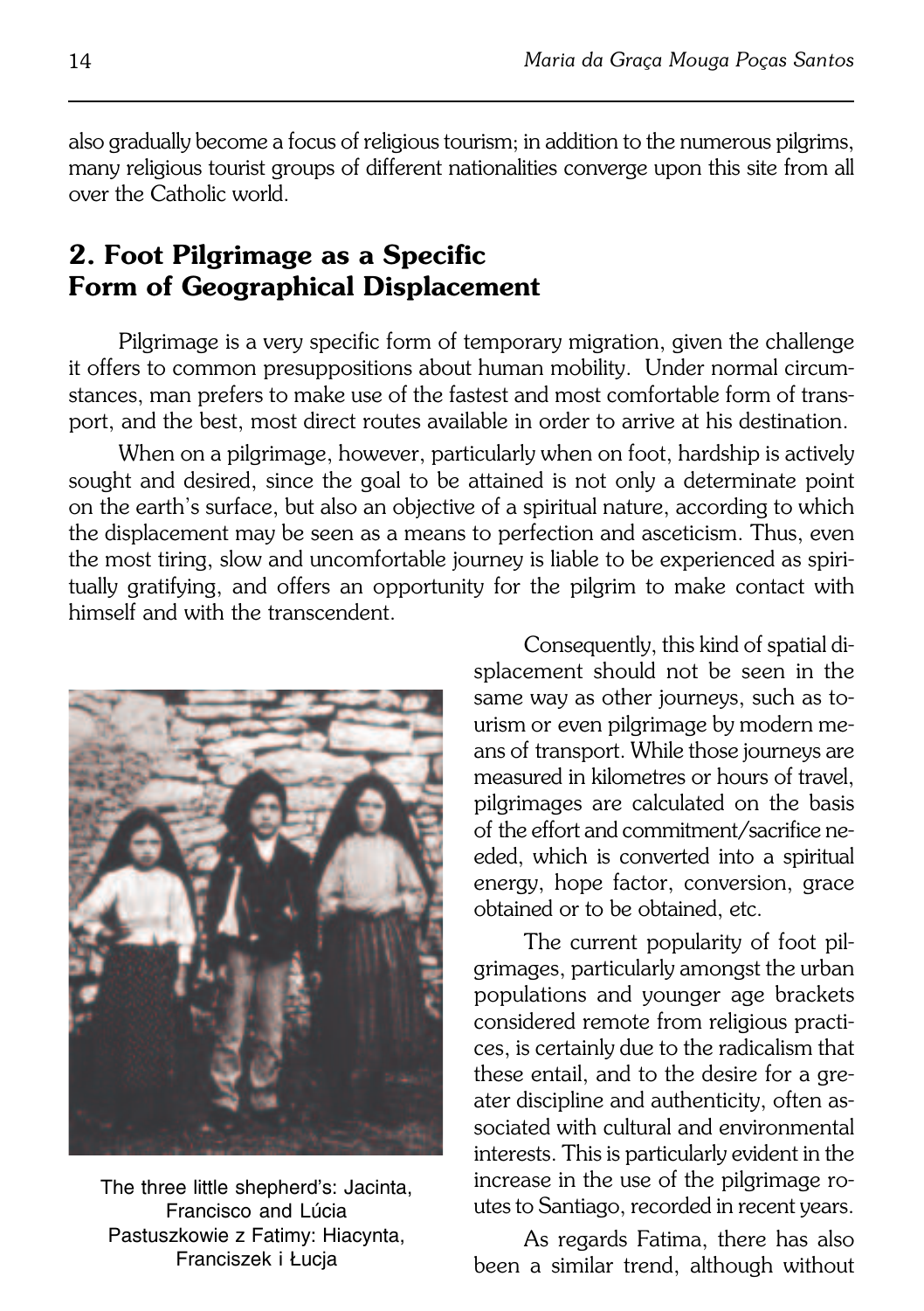also gradually become a focus of religious tourism; in addition to the numerous pilgrims, many religious tourist groups of different nationalities converge upon this site from all over the Catholic world.

## 2. Foot Pilgrimage as a Specific Form of Geographical Displacement

Pilgrimage is a very specific form of temporary migration, given the challenge it offers to common presuppositions about human mobility. Under normal circumstances, man prefers to make use of the fastest and most comfortable form of transport, and the best, most direct routes available in order to arrive at his destination.

When on a pilgrimage, however, particularly when on foot, hardship is actively sought and desired, since the goal to be attained is not only a determinate point on the earth's surface, but also an objective of a spiritual nature, according to which the displacement may be seen as a means to perfection and asceticism. Thus, even the most tiring, slow and uncomfortable journey is liable to be experienced as spiritually gratifying, and offers an opportunity for the pilgrim to make contact with himself and with the transcendent.

The three little shepherd's: Jacinta, Francisco and Lúcia
Pastuszkowie z Fatimy: Hiacynta, Franciszek i Łucja

Consequently, this kind of spatial displacement should not be seen in the same way as other journeys, such as tourism or even pilgrimage by modern means of transport. While those journeys are measured in kilometres or hours of travel, pilgrimages are calculated on the basis of the effort and commitment/sacrifice needed, which is converted into a spiritual energy, hope factor, conversion, grace obtained or to be obtained, etc.

The current popularity of foot pilgrimages, particularly amongst the urban populations and younger age brackets considered remote from religious practices, is certainly due to the radicalism that these entail, and to the desire for a greater discipline and authenticity, often associated with cultural and environmental interests. This is particularly evident in the increase in the use of the pilgrimage routes to Santiago, recorded in recent years.

As regards Fatima, there has also been a similar trend, although without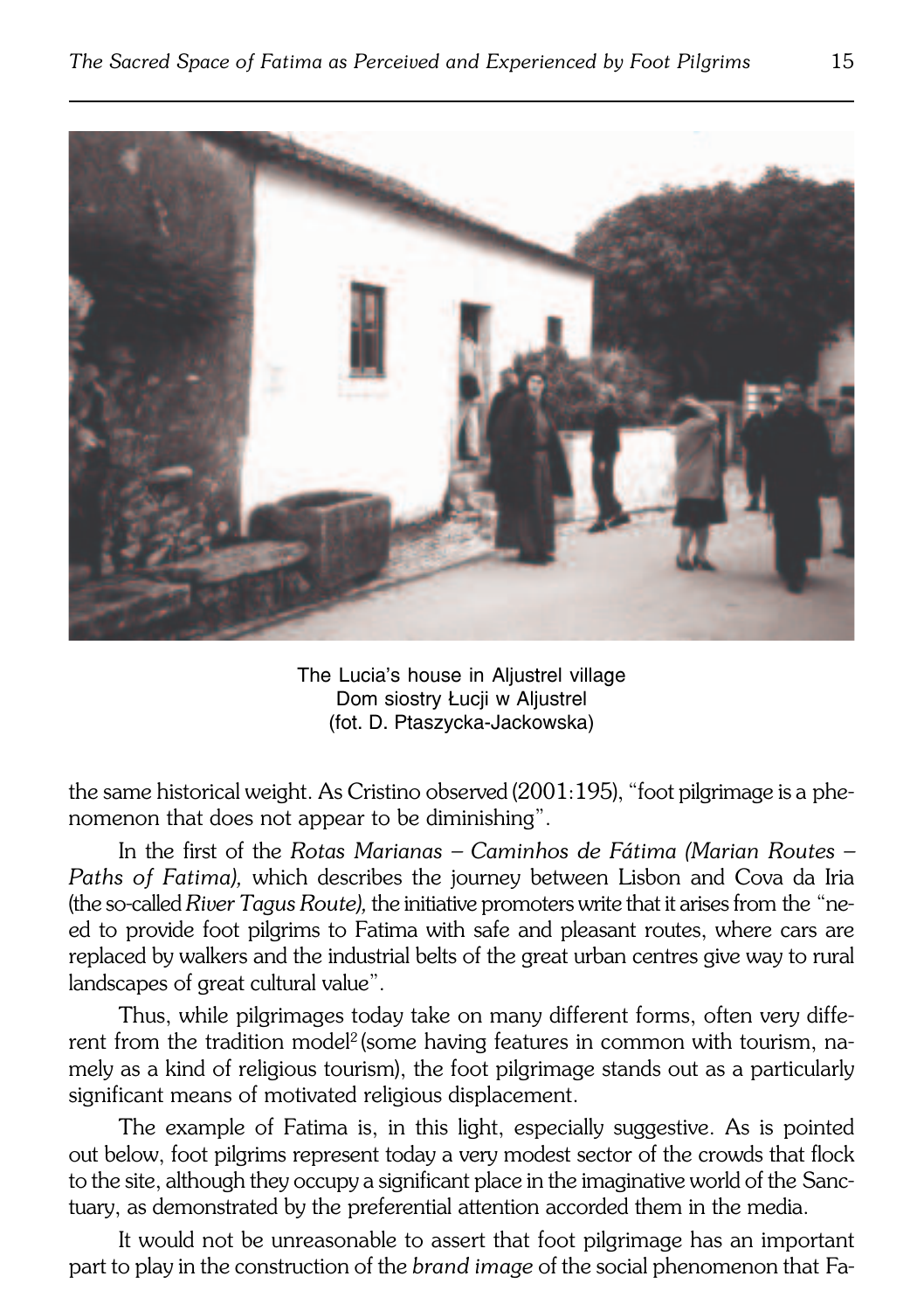The Lucia's house in Aljustrel village
Dom siostry Łucji w Aljustrel
(fot. D. Ptaszycka-Jackowska)

the same historical weight. As Cristino observed (2001:195), "foot pilgrimage is a phenomenon that does not appear to be diminishing".

In the first of the *Rotas Marianas – Caminhos de Fátima (Marian Routes – Paths of Fatima),* which describes the journey between Lisbon and Cova da Iria (the so-called *River Tagus Route),* the initiative promoters write that it arises from the "need to provide foot pilgrims to Fatima with safe and pleasant routes, where cars are replaced by walkers and the industrial belts of the great urban centres give way to rural landscapes of great cultural value".

Thus, while pilgrimages today take on many different forms, often very different from the tradition model[2] (some having features in common with tourism, namely as a kind of religious tourism), the foot pilgrimage stands out as a particularly significant means of motivated religious displacement.

The example of Fatima is, in this light, especially suggestive. As is pointed out below, foot pilgrims represent today a very modest sector of the crowds that flock to the site, although they occupy a significant place in the imaginative world of the Sanctuary, as demonstrated by the preferential attention accorded them in the media.

It would not be unreasonable to assert that foot pilgrimage has an important part to play in the construction of the *brand image* of the social phenomenon that Fa-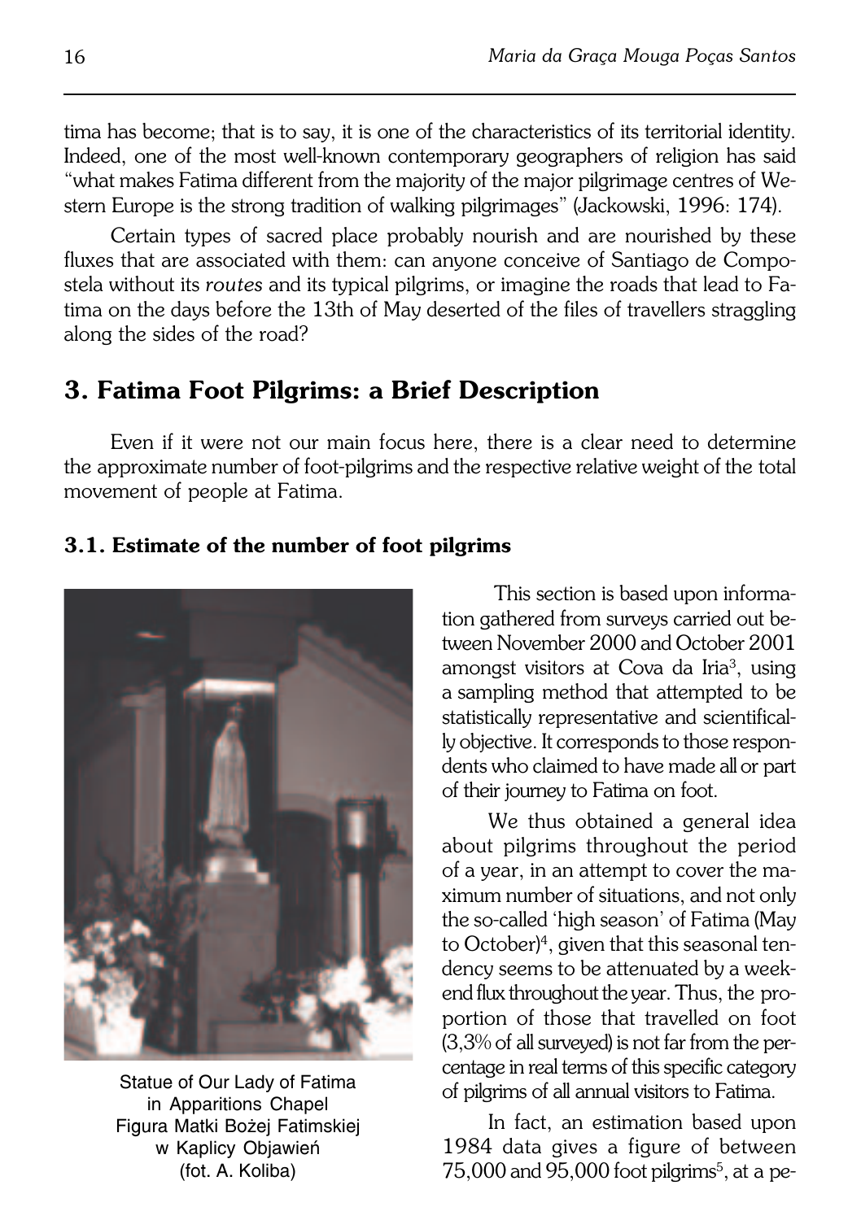tima has become; that is to say, it is one of the characteristics of its territorial identity. Indeed, one of the most well-known contemporary geographers of religion has said "what makes Fatima different from the majority of the major pilgrimage centres of Western Europe is the strong tradition of walking pilgrimages" (Jackowski, 1996: 174).

Certain types of sacred place probably nourish and are nourished by these fluxes that are associated with them: can anyone conceive of Santiago de Compostela without its *routes* and its typical pilgrims, or imagine the roads that lead to Fatima on the days before the 13th of May deserted of the files of travellers straggling along the sides of the road?

## 3. Fatima Foot Pilgrims: a Brief Description

Even if it were not our main focus here, there is a clear need to determine the approximate number of foot-pilgrims and the respective relative weight of the total movement of people at Fatima.

### 3.1. Estimate of the number of foot pilgrims

Statue of Our Lady of Fatima in Apparitions Chapel
Figura Matki Bożej Fatimskiej w Kaplicy Objawień
(fot. A. Koliba)

This section is based upon information gathered from surveys carried out between November 2000 and October 2001 amongst visitors at Cova da Iria[3], using a sampling method that attempted to be statistically representative and scientifically objective. It corresponds to those respondents who claimed to have made all or part of their journey to Fatima on foot.

We thus obtained a general idea about pilgrims throughout the period of a year, in an attempt to cover the maximum number of situations, and not only the so-called 'high season' of Fatima (May to October)[4], given that this seasonal tendency seems to be attenuated by a weekend flux throughout the year. Thus, the proportion of those that travelled on foot (3,3% of all surveyed) is not far from the percentage in real terms of this specific category of pilgrims of all annual visitors to Fatima.

In fact, an estimation based upon 1984 data gives a figure of between 75,000 and 95,000 foot pilgrims[5], at a pe-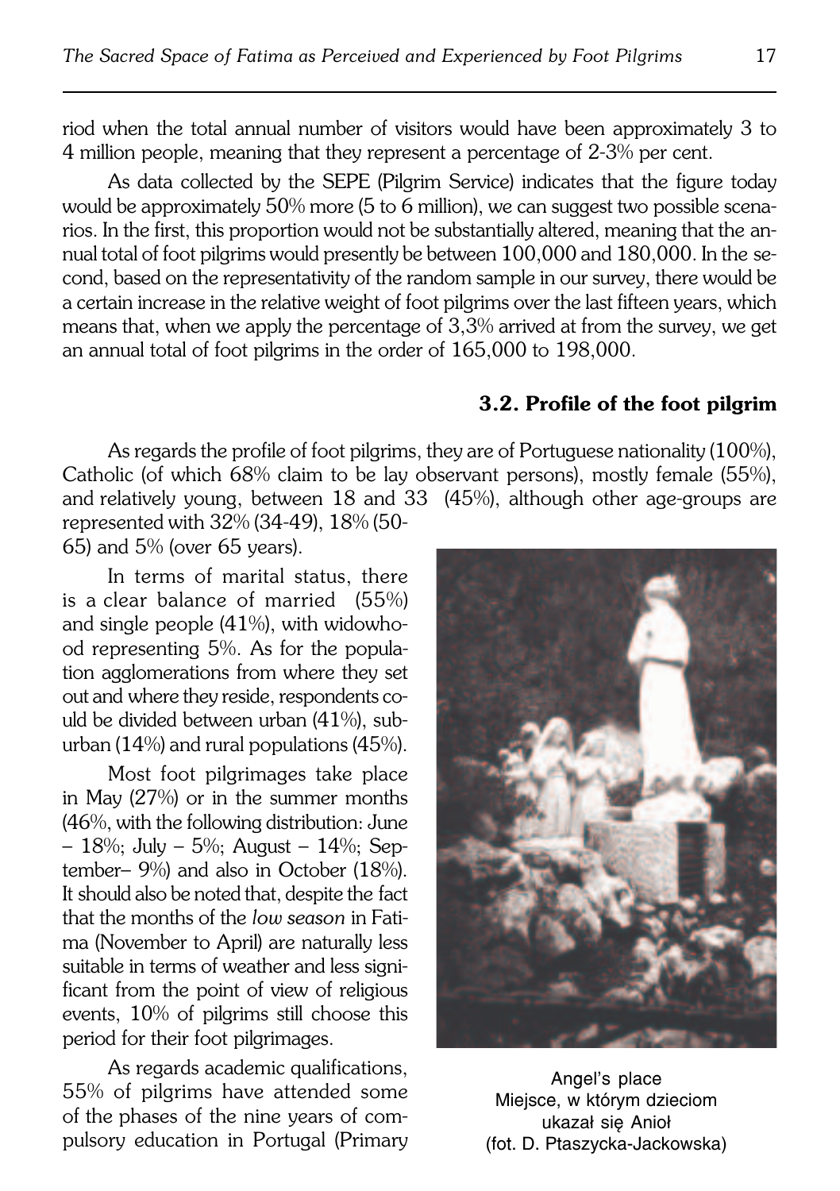riod when the total annual number of visitors would have been approximately 3 to 4 million people, meaning that they represent a percentage of 2-3% per cent.

As data collected by the SEPE (Pilgrim Service) indicates that the figure today would be approximately 50% more (5 to 6 million), we can suggest two possible scenarios. In the first, this proportion would not be substantially altered, meaning that the annual total of foot pilgrims would presently be between 100,000 and 180,000. In the second, based on the representativity of the random sample in our survey, there would be a certain increase in the relative weight of foot pilgrims over the last fifteen years, which means that, when we apply the percentage of 3,3% arrived at from the survey, we get an annual total of foot pilgrims in the order of 165,000 to 198,000.

### 3.2. Profile of the foot pilgrim

As regards the profile of foot pilgrims, they are of Portuguese nationality (100%), Catholic (of which 68% claim to be lay observant persons), mostly female (55%), and relatively young, between 18 and 33 (45%), although other age-groups are represented with 32% (34-49), 18% (50-65) and 5% (over 65 years).

In terms of marital status, there is a clear balance of married (55%) and single people (41%), with widowhood representing 5%. As for the population agglomerations from where they set out and where they reside, respondents could be divided between urban (41%), suburban (14%) and rural populations (45%).

Most foot pilgrimages take place in May (27%) or in the summer months (46%, with the following distribution: June – 18%; July – 5%; August – 14%; September– 9%) and also in October (18%). It should also be noted that, despite the fact that the months of the *low season* in Fatima (November to April) are naturally less suitable in terms of weather and less significant from the point of view of religious events, 10% of pilgrims still choose this period for their foot pilgrimages.

As regards academic qualifications, 55% of pilgrims have attended some of the phases of the nine years of compulsory education in Portugal (Primary

Angel's place
Miejsce, w którym dzieciom ukazał się Anioł
(fot. D. Ptaszycka-Jackowska)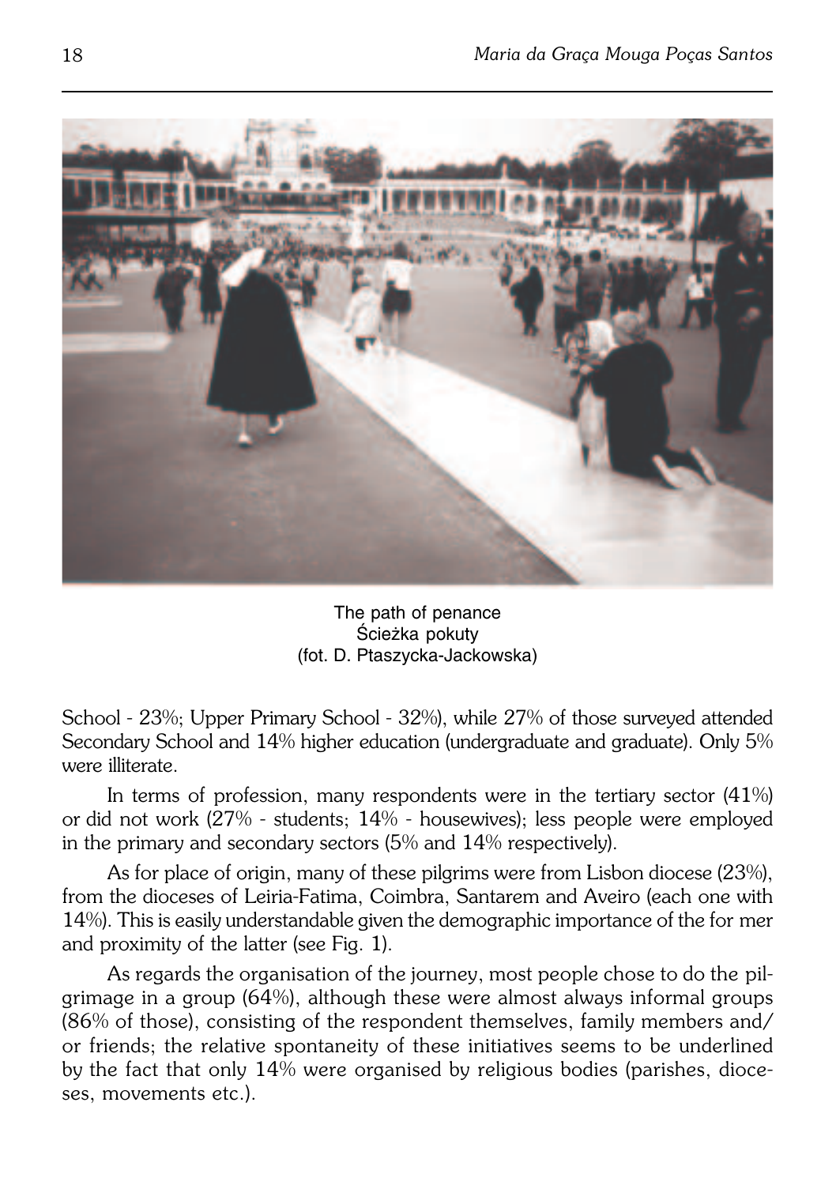The path of penance
Ścieżka pokuty
(fot. D. Ptaszycka-Jackowska)

School - 23%; Upper Primary School - 32%), while 27% of those surveyed attended Secondary School and 14% higher education (undergraduate and graduate). Only 5% were illiterate.

In terms of profession, many respondents were in the tertiary sector (41%) or did not work (27% - students; 14% - housewives); less people were employed in the primary and secondary sectors (5% and 14% respectively).

As for place of origin, many of these pilgrims were from Lisbon diocese (23%), from the dioceses of Leiria-Fatima, Coimbra, Santarem and Aveiro (each one with 14%). This is easily understandable given the demographic importance of the for mer and proximity of the latter (see Fig. 1).

As regards the organisation of the journey, most people chose to do the pilgrimage in a group (64%), although these were almost always informal groups (86% of those), consisting of the respondent themselves, family members and/or friends; the relative spontaneity of these initiatives seems to be underlined by the fact that only 14% were organised by religious bodies (parishes, dioceses, movements etc.).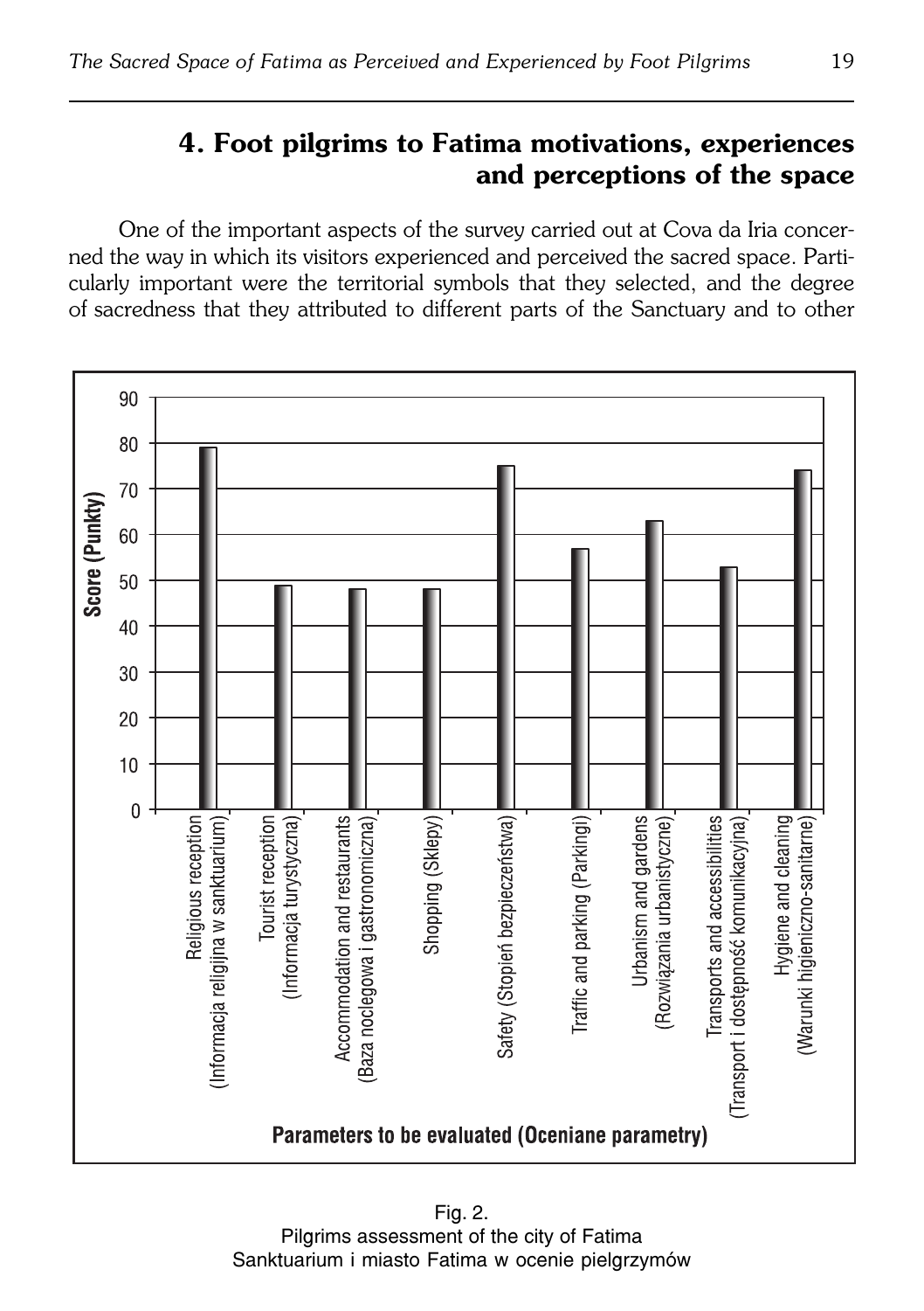## 4. Foot pilgrims to Fatima motivations, experiences and perceptions of the space

One of the important aspects of the survey carried out at Cova da Iria concerned the way in which its visitors experienced and perceived the sacred space. Particularly important were the territorial symbols that they selected, and the degree of sacredness that they attributed to different parts of the Sanctuary and to other

Fig. 2.
Pilgrims assessment of the city of Fatima
Sanktuarium i miasto Fatima w ocenie pielgrzymów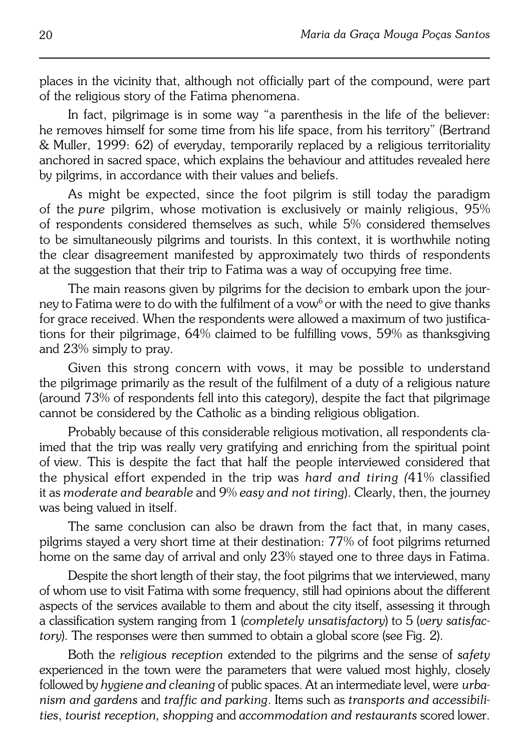places in the vicinity that, although not officially part of the compound, were part of the religious story of the Fatima phenomena.

In fact, pilgrimage is in some way "a parenthesis in the life of the believer: he removes himself for some time from his life space, from his territory" (Bertrand & Muller, 1999: 62) of everyday, temporarily replaced by a religious territoriality anchored in sacred space, which explains the behaviour and attitudes revealed here by pilgrims, in accordance with their values and beliefs.

As might be expected, since the foot pilgrim is still today the paradigm of the *pure* pilgrim, whose motivation is exclusively or mainly religious, 95% of respondents considered themselves as such, while 5% considered themselves to be simultaneously pilgrims and tourists. In this context, it is worthwhile noting the clear disagreement manifested by approximately two thirds of respondents at the suggestion that their trip to Fatima was a way of occupying free time.

The main reasons given by pilgrims for the decision to embark upon the journey to Fatima were to do with the fulfilment of a vow[6] or with the need to give thanks for grace received. When the respondents were allowed a maximum of two justifications for their pilgrimage, 64% claimed to be fulfilling vows, 59% as thanksgiving and 23% simply to pray.

Given this strong concern with vows, it may be possible to understand the pilgrimage primarily as the result of the fulfilment of a duty of a religious nature (around 73% of respondents fell into this category), despite the fact that pilgrimage cannot be considered by the Catholic as a binding religious obligation.

Probably because of this considerable religious motivation, all respondents claimed that the trip was really very gratifying and enriching from the spiritual point of view. This is despite the fact that half the people interviewed considered that the physical effort expended in the trip was *hard and tiring (*41% classified it as *moderate and bearable* and 9% *easy and not tiring*). Clearly, then, the journey was being valued in itself.

The same conclusion can also be drawn from the fact that, in many cases, pilgrims stayed a very short time at their destination: 77% of foot pilgrims returned home on the same day of arrival and only 23% stayed one to three days in Fatima.

Despite the short length of their stay, the foot pilgrims that we interviewed, many of whom use to visit Fatima with some frequency, still had opinions about the different aspects of the services available to them and about the city itself, assessing it through a classification system ranging from 1 (*completely unsatisfactory*) to 5 (*very satisfactory*). The responses were then summed to obtain a global score (see Fig. 2).

Both the *religious reception* extended to the pilgrims and the sense of *safety* experienced in the town were the parameters that were valued most highly, closely followed by *hygiene and cleaning* of public spaces. At an intermediate level, were *urbanism and gardens* and *traffic and parking*. Items such as *transports and accessibilities*, *tourist reception, shopping* and *accommodation and restaurants* scored lower.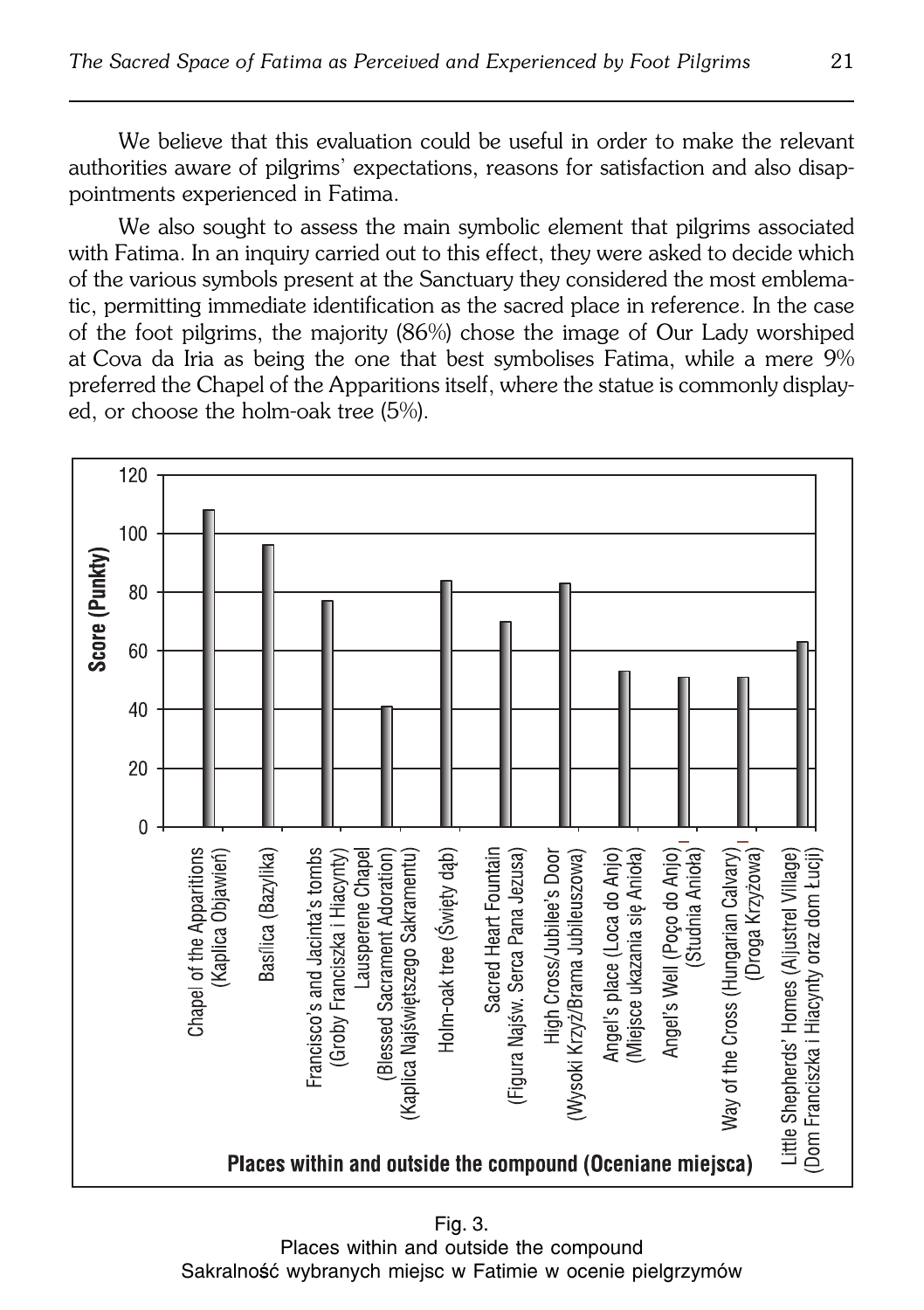We believe that this evaluation could be useful in order to make the relevant authorities aware of pilgrims' expectations, reasons for satisfaction and also disappointments experienced in Fatima.

We also sought to assess the main symbolic element that pilgrims associated with Fatima. In an inquiry carried out to this effect, they were asked to decide which of the various symbols present at the Sanctuary they considered the most emblematic, permitting immediate identification as the sacred place in reference. In the case of the foot pilgrims, the majority (86%) chose the image of Our Lady worshiped at Cova da Iria as being the one that best symbolises Fatima, while a mere 9% preferred the Chapel of the Apparitions itself, where the statue is commonly displayed, or choose the holm-oak tree (5%).

Fig. 3.
Places within and outside the compound
Sakralność wybranych miejsc w Fatimie w ocenie pielgrzymów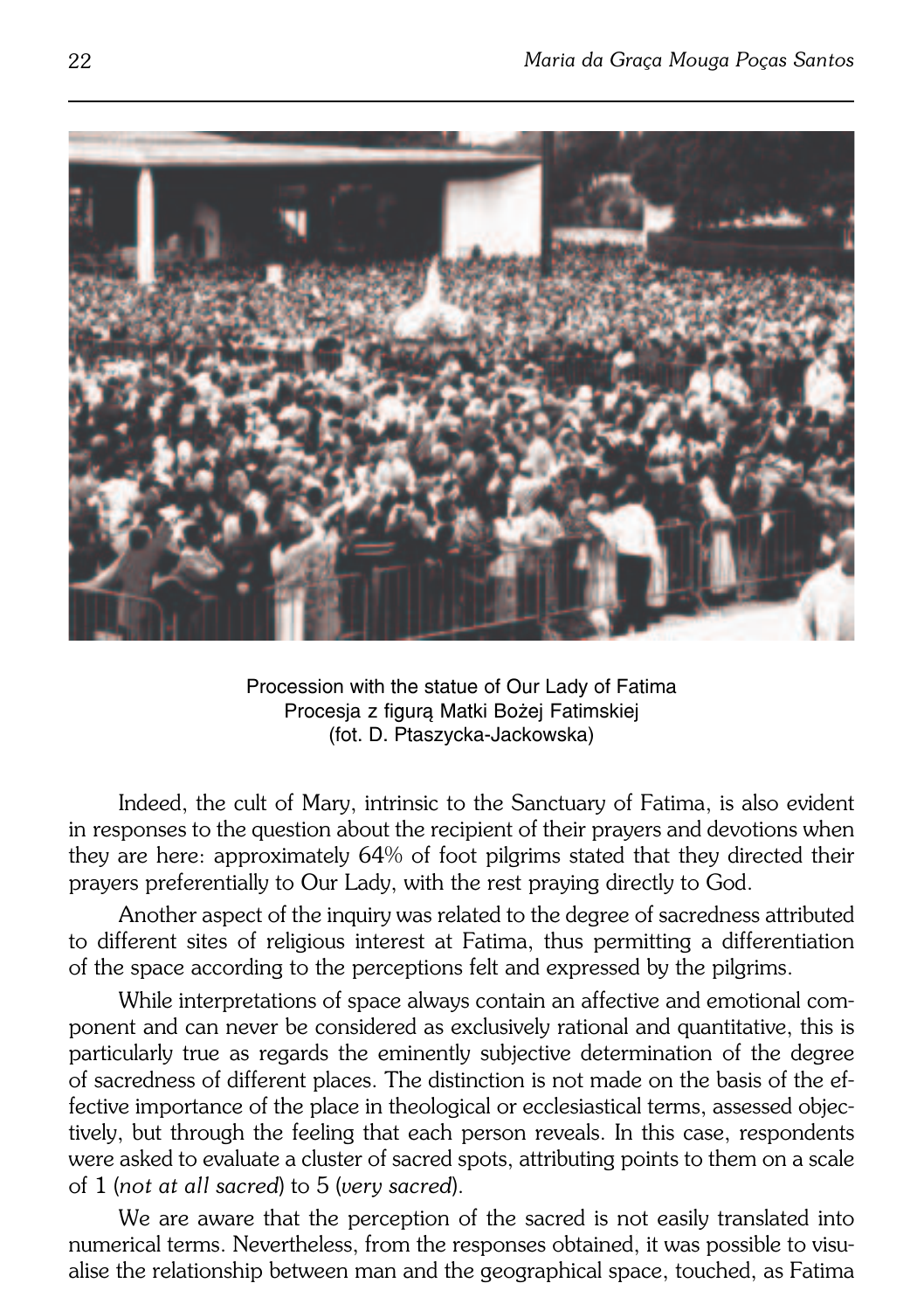Procession with the statue of Our Lady of Fatima
Procesja z figurą Matki Bożej Fatimskiej
(fot. D. Ptaszycka-Jackowska)

Indeed, the cult of Mary, intrinsic to the Sanctuary of Fatima, is also evident in responses to the question about the recipient of their prayers and devotions when they are here: approximately 64% of foot pilgrims stated that they directed their prayers preferentially to Our Lady, with the rest praying directly to God.

Another aspect of the inquiry was related to the degree of sacredness attributed to different sites of religious interest at Fatima, thus permitting a differentiation of the space according to the perceptions felt and expressed by the pilgrims.

While interpretations of space always contain an affective and emotional component and can never be considered as exclusively rational and quantitative, this is particularly true as regards the eminently subjective determination of the degree of sacredness of different places. The distinction is not made on the basis of the effective importance of the place in theological or ecclesiastical terms, assessed objectively, but through the feeling that each person reveals. In this case, respondents were asked to evaluate a cluster of sacred spots, attributing points to them on a scale of 1 (*not at all sacred*) to 5 (*very sacred*).

We are aware that the perception of the sacred is not easily translated into numerical terms. Nevertheless, from the responses obtained, it was possible to visualise the relationship between man and the geographical space, touched, as Fatima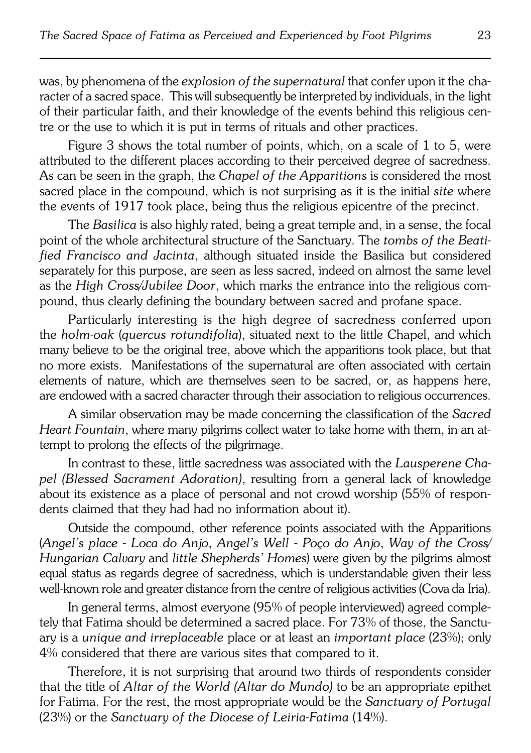was, by phenomena of the *explosion of the supernatural* that confer upon it the character of a sacred space. This will subsequently be interpreted by individuals, in the light of their particular faith, and their knowledge of the events behind this religious centre or the use to which it is put in terms of rituals and other practices.

Figure 3 shows the total number of points, which, on a scale of 1 to 5, were attributed to the different places according to their perceived degree of sacredness. As can be seen in the graph, the *Chapel of the Apparitions* is considered the most sacred place in the compound, which is not surprising as it is the initial *site* where the events of 1917 took place, being thus the religious epicentre of the precinct.

The *Basilica* is also highly rated, being a great temple and, in a sense, the focal point of the whole architectural structure of the Sanctuary. The *tombs of the Beatified Francisco and Jacinta*, although situated inside the Basilica but considered separately for this purpose, are seen as less sacred, indeed on almost the same level as the *High Cross/Jubilee Door*, which marks the entrance into the religious compound, thus clearly defining the boundary between sacred and profane space.

Particularly interesting is the high degree of sacredness conferred upon the *holm-oak* (*quercus rotundifolia*), situated next to the little Chapel, and which many believe to be the original tree, above which the apparitions took place, but that no more exists. Manifestations of the supernatural are often associated with certain elements of nature, which are themselves seen to be sacred, or, as happens here, are endowed with a sacred character through their association to religious occurrences.

A similar observation may be made concerning the classification of the *Sacred Heart Fountain*, where many pilgrims collect water to take home with them, in an attempt to prolong the effects of the pilgrimage.

In contrast to these, little sacredness was associated with the *Lausperene Chapel (Blessed Sacrament Adoration)*, resulting from a general lack of knowledge about its existence as a place of personal and not crowd worship (55% of respondents claimed that they had had no information about it).

Outside the compound, other reference points associated with the Apparitions (*Angel's place - Loca do Anjo*, *Angel's Well - Poço do Anjo*, *Way of the Cross/ Hungarian Calvary* and *little Shepherds' Homes*) were given by the pilgrims almost equal status as regards degree of sacredness, which is understandable given their less well-known role and greater distance from the centre of religious activities (Cova da Iria).

In general terms, almost everyone (95% of people interviewed) agreed completely that Fatima should be determined a sacred place. For 73% of those, the Sanctuary is a *unique and irreplaceable* place or at least an *important place* (23%); only 4% considered that there are various sites that compared to it.

Therefore, it is not surprising that around two thirds of respondents consider that the title of *Altar of the World (Altar do Mundo)* to be an appropriate epithet for Fatima. For the rest, the most appropriate would be the *Sanctuary of Portugal* (23%) or the *Sanctuary of the Diocese of Leiria-Fatima* (14%).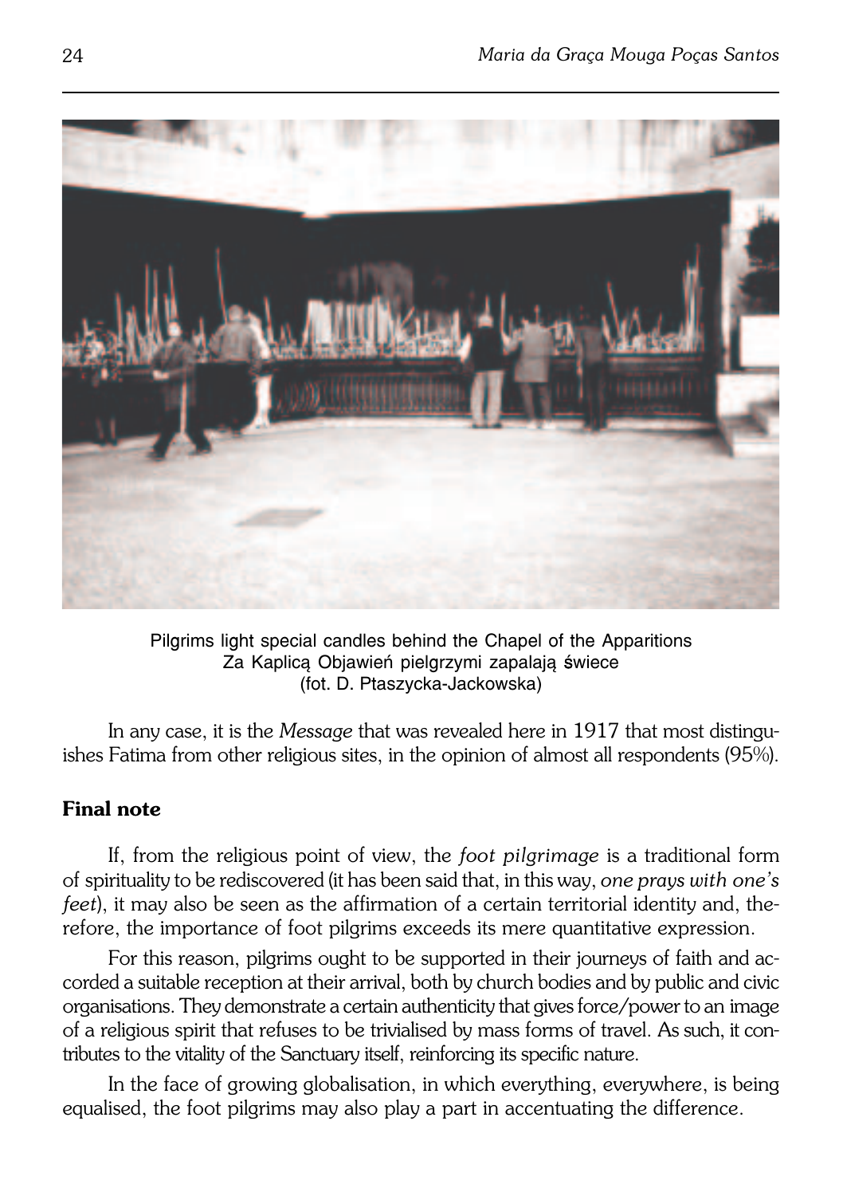Pilgrims light special candles behind the Chapel of the Apparitions
Za Kaplicą Objawień pielgrzymi zapalają świece
(fot. D. Ptaszycka-Jackowska)

In any case, it is the *Message* that was revealed here in 1917 that most distinguishes Fatima from other religious sites, in the opinion of almost all respondents (95%).

## Final note

If, from the religious point of view, the *foot pilgrimage* is a traditional form of spirituality to be rediscovered (it has been said that, in this way, *one prays with one's feet*), it may also be seen as the affirmation of a certain territorial identity and, therefore, the importance of foot pilgrims exceeds its mere quantitative expression.

For this reason, pilgrims ought to be supported in their journeys of faith and accorded a suitable reception at their arrival, both by church bodies and by public and civic organisations. They demonstrate a certain authenticity that gives force/power to an image of a religious spirit that refuses to be trivialised by mass forms of travel. As such, it contributes to the vitality of the Sanctuary itself, reinforcing its specific nature.

In the face of growing globalisation, in which everything, everywhere, is being equalised, the foot pilgrims may also play a part in accentuating the difference.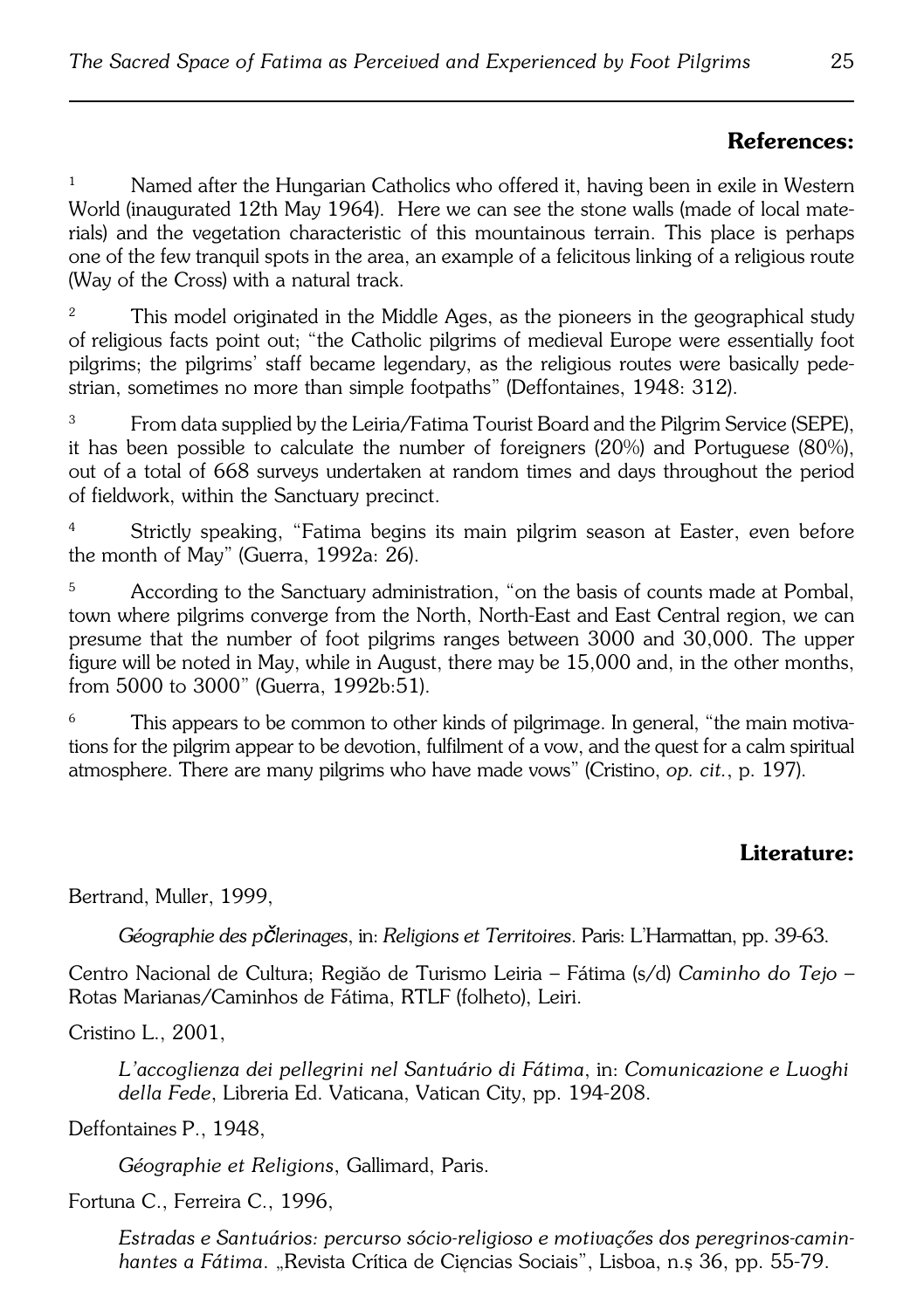## References:

[1] Named after the Hungarian Catholics who offered it, having been in exile in Western World (inaugurated 12th May 1964). Here we can see the stone walls (made of local materials) and the vegetation characteristic of this mountainous terrain. This place is perhaps one of the few tranquil spots in the area, an example of a felicitous linking of a religious route (Way of the Cross) with a natural track.

[2] This model originated in the Middle Ages, as the pioneers in the geographical study of religious facts point out; "the Catholic pilgrims of medieval Europe were essentially foot pilgrims; the pilgrims' staff became legendary, as the religious routes were basically pedestrian, sometimes no more than simple footpaths" (Deffontaines, 1948: 312).

[3] From data supplied by the Leiria/Fatima Tourist Board and the Pilgrim Service (SEPE), it has been possible to calculate the number of foreigners (20%) and Portuguese (80%), out of a total of 668 surveys undertaken at random times and days throughout the period of fieldwork, within the Sanctuary precinct.

[4] Strictly speaking, "Fatima begins its main pilgrim season at Easter, even before the month of May" (Guerra, 1992a: 26).

[5] According to the Sanctuary administration, "on the basis of counts made at Pombal, town where pilgrims converge from the North, North-East and East Central region, we can presume that the number of foot pilgrims ranges between 3000 and 30,000. The upper figure will be noted in May, while in August, there may be 15,000 and, in the other months, from 5000 to 3000" (Guerra, 1992b:51).

[6] This appears to be common to other kinds of pilgrimage. In general, "the main motivations for the pilgrim appear to be devotion, fulfilment of a vow, and the quest for a calm spiritual atmosphere. There are many pilgrims who have made vows" (Cristino, *op. cit.*, p. 197).

## Literature:

Bertrand, Muller, 1999,

*Géographie des pčlerinages*, in: *Religions et Territoires*. Paris: L'Harmattan, pp. 39-63.

Centro Nacional de Cultura; Região de Turismo Leiria – Fátima (s/d) *Caminho do Tejo* – Rotas Marianas/Caminhos de Fátima, RTLF (folheto), Leiri.

Cristino L., 2001,

*L'accoglienza dei pellegrini nel Santuário di Fátima*, in: *Comunicazione e Luoghi della Fede*, Libreria Ed. Vaticana, Vatican City, pp. 194-208.

Deffontaines P., 1948,

*Géographie et Religions*, Gallimard, Paris.

Fortuna C., Ferreira C., 1996,

*Estradas e Santuários: percurso sócio-religioso e motivações dos peregrinos-caminhantes a Fátima*. „Revista Crítica de Ciȩncias Sociais", Lisboa, n.ș 36, pp. 55-79.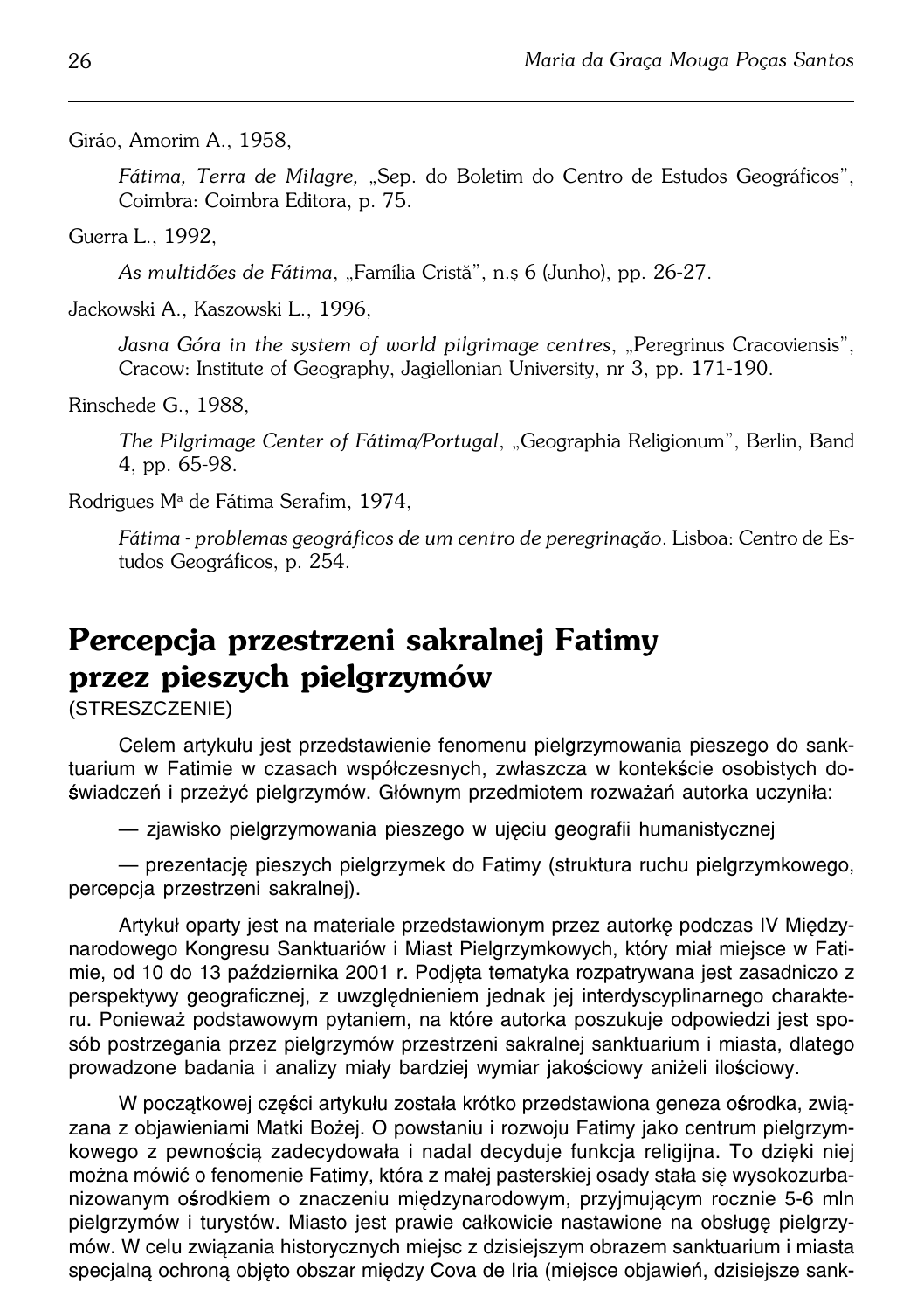Giráo, Amorim A., 1958,

*Fátima, Terra de Milagre,* „Sep. do Boletim do Centro de Estudos Geográficos", Coimbra: Coimbra Editora, p. 75.

Guerra L., 1992,

*As multidőes de Fátima*, „Família Cristă", n.ș 6 (Junho), pp. 26-27.

Jackowski A., Kaszowski L., 1996,

*Jasna Góra in the system of world pilgrimage centres*, „Peregrinus Cracoviensis", Cracow: Institute of Geography, Jagiellonian University, nr 3, pp. 171-190.

Rinschede G., 1988,

*The Pilgrimage Center of Fátima/Portugal*, „Geographia Religionum", Berlin, Band 4, pp. 65-98.

Rodrigues Mª de Fátima Serafim, 1974,

*Fátima - problemas geográficos de um centro de peregrinação*. Lisboa: Centro de Estudos Geográficos, p. 254.

## Percepcja przestrzeni sakralnej Fatimy przez pieszych pielgrzymów

(STRESZCZENIE)

Celem artykułu jest przedstawienie fenomenu pielgrzymowania pieszego do sanktuarium w Fatimie w czasach współczesnych, zwłaszcza w kontekście osobistych doświadczeń i przeżyć pielgrzymów. Głównym przedmiotem rozważań autorka uczyniła:

— zjawisko pielgrzymowania pieszego w ujęciu geografii humanistycznej

— prezentację pieszych pielgrzymek do Fatimy (struktura ruchu pielgrzymkowego, percepcja przestrzeni sakralnej).

Artykuł oparty jest na materiale przedstawionym przez autorkę podczas IV Międzynarodowego Kongresu Sanktuariów i Miast Pielgrzymkowych, który miał miejsce w Fatimie, od 10 do 13 października 2001 r. Podjęta tematyka rozpatrywana jest zasadniczo z perspektywy geograficznej, z uwzględnieniem jednak jej interdyscyplinarnego charakteru. Ponieważ podstawowym pytaniem, na które autorka poszukuje odpowiedzi jest sposób postrzegania przez pielgrzymów przestrzeni sakralnej sanktuarium i miasta, dlatego prowadzone badania i analizy miały bardziej wymiar jakościowy aniżeli ilościowy.

W początkowej części artykułu została krótko przedstawiona geneza ośrodka, związana z objawieniami Matki Bożej. O powstaniu i rozwoju Fatimy jako centrum pielgrzymkowego z pewnością zadecydowała i nadal decyduje funkcja religijna. To dzięki niej można mówić o fenomenie Fatimy, która z małej pasterskiej osady stała się wysokozurbanizowanym ośrodkiem o znaczeniu międzynarodowym, przyjmującym rocznie 5-6 mln pielgrzymów i turystów. Miasto jest prawie całkowicie nastawione na obsługę pielgrzymów. W celu związania historycznych miejsc z dzisiejszym obrazem sanktuarium i miasta specjalną ochroną objęto obszar między Cova de Iria (miejsce objawień, dzisiejsze sank-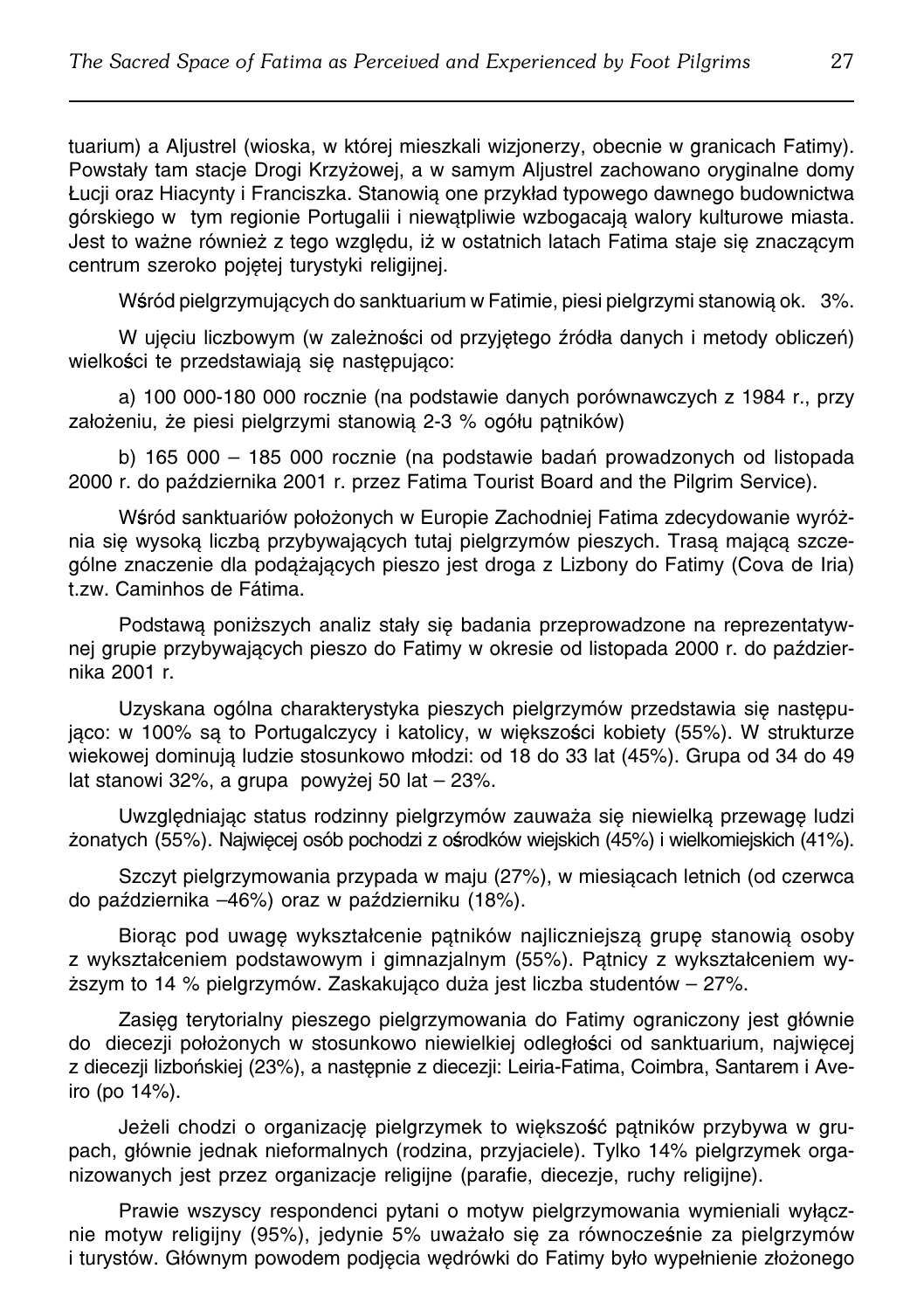tuarium) a Aljustrel (wioska, w której mieszkali wizjonerzy, obecnie w granicach Fatimy). Powstały tam stacje Drogi Krzyżowej, a w samym Aljustrel zachowano oryginalne domy Łucji oraz Hiacynty i Franciszka. Stanowią one przykład typowego dawnego budownictwa górskiego w tym regionie Portugalii i niewątpliwie wzbogacają walory kulturowe miasta. Jest to ważne również z tego względu, iż w ostatnich latach Fatima staje się znaczącym centrum szeroko pojętej turystyki religijnej.

Wśród pielgrzymujących do sanktuarium w Fatimie, piesi pielgrzymi stanowią ok. 3%.

W ujęciu liczbowym (w zależności od przyjętego źródła danych i metody obliczeń) wielkości te przedstawiają się następująco:

a) 100 000-180 000 rocznie (na podstawie danych porównawczych z 1984 r., przy założeniu, że piesi pielgrzymi stanowią 2-3 % ogółu pątników)

b) 165 000 – 185 000 rocznie (na podstawie badań prowadzonych od listopada 2000 r. do października 2001 r. przez Fatima Tourist Board and the Pilgrim Service).

Wśród sanktuariów położonych w Europie Zachodniej Fatima zdecydowanie wyróżnia się wysoką liczbą przybywających tutaj pielgrzymów pieszych. Trasą mającą szczególne znaczenie dla podążających pieszo jest droga z Lizbony do Fatimy (Cova de Iria) t.zw. Caminhos de Fátima.

Podstawą poniższych analiz stały się badania przeprowadzone na reprezentatywnej grupie przybywających pieszo do Fatimy w okresie od listopada 2000 r. do października 2001 r.

Uzyskana ogólna charakterystyka pieszych pielgrzymów przedstawia się następująco: w 100% są to Portugalczycy i katolicy, w większości kobiety (55%). W strukturze wiekowej dominują ludzie stosunkowo młodzi: od 18 do 33 lat (45%). Grupa od 34 do 49 lat stanowi 32%, a grupa powyżej 50 lat – 23%.

Uwzględniając status rodzinny pielgrzymów zauważa się niewielką przewagę ludzi żonatych (55%). Najwięcej osób pochodzi z ośrodków wiejskich (45%) i wielkomiejskich (41%).

Szczyt pielgrzymowania przypada w maju (27%), w miesiącach letnich (od czerwca do października –46%) oraz w październiku (18%).

Biorąc pod uwagę wykształcenie pątników najliczniejszą grupę stanowią osoby z wykształceniem podstawowym i gimnazjalnym (55%). Pątnicy z wykształceniem wyższym to 14 % pielgrzymów. Zaskakująco duża jest liczba studentów – 27%.

Zasięg terytorialny pieszego pielgrzymowania do Fatimy ograniczony jest głównie do diecezji położonych w stosunkowo niewielkiej odległości od sanktuarium, najwięcej z diecezji lizbońskiej (23%), a następnie z diecezji: Leiria-Fatima, Coimbra, Santarem i Aveiro (po 14%).

Jeżeli chodzi o organizację pielgrzymek to większość pątników przybywa w grupach, głównie jednak nieformalnych (rodzina, przyjaciele). Tylko 14% pielgrzymek organizowanych jest przez organizacje religijne (parafie, diecezje, ruchy religijne).

Prawie wszyscy respondenci pytani o motyw pielgrzymowania wymieniali wyłącznie motyw religijny (95%), jedynie 5% uważało się za równocześnie za pielgrzymów i turystów. Głównym powodem podjęcia wędrówki do Fatimy było wypełnienie złożonego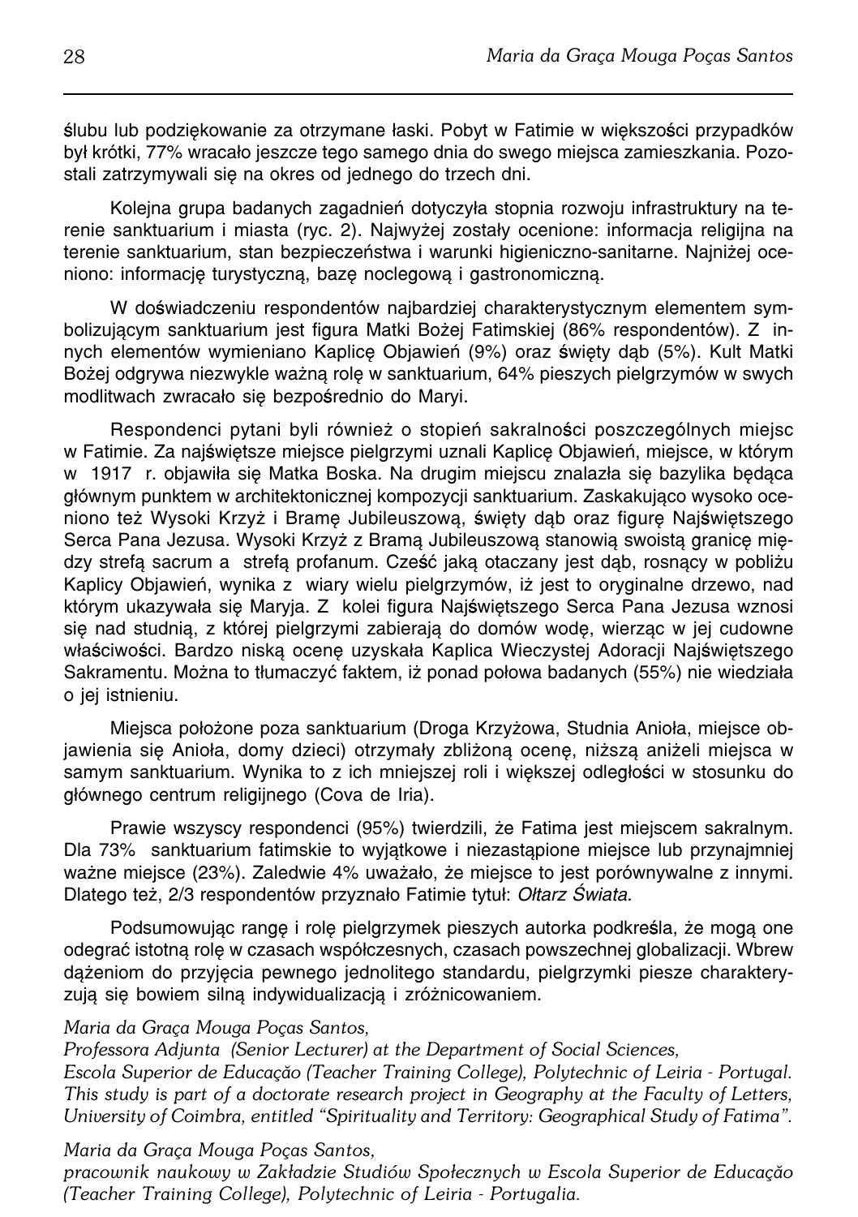ślubu lub podziękowanie za otrzymane łaski. Pobyt w Fatimie w większości przypadków był krótki, 77% wracało jeszcze tego samego dnia do swego miejsca zamieszkania. Pozostali zatrzymywali się na okres od jednego do trzech dni.

Kolejna grupa badanych zagadnień dotyczyła stopnia rozwoju infrastruktury na terenie sanktuarium i miasta (ryc. 2). Najwyżej zostały ocenione: informacja religijna na terenie sanktuarium, stan bezpieczeństwa i warunki higieniczno-sanitarne. Najniżej oceniono: informację turystyczną, bazę noclegową i gastronomiczną.

W doświadczeniu respondentów najbardziej charakterystycznym elementem symbolizującym sanktuarium jest figura Matki Bożej Fatimskiej (86% respondentów). Z innych elementów wymieniano Kaplicę Objawień (9%) oraz święty dąb (5%). Kult Matki Bożej odgrywa niezwykle ważną rolę w sanktuarium, 64% pieszych pielgrzymów w swych modlitwach zwracało się bezpośrednio do Maryi.

Respondenci pytani byli również o stopień sakralności poszczególnych miejsc w Fatimie. Za najświętsze miejsce pielgrzymi uznali Kaplicę Objawień, miejsce, w którym w 1917 r. objawiła się Matka Boska. Na drugim miejscu znalazła się bazylika będąca głównym punktem w architektonicznej kompozycji sanktuarium. Zaskakująco wysoko oceniono też Wysoki Krzyż i Bramę Jubileuszową, święty dąb oraz figurę Najświętszego Serca Pana Jezusa. Wysoki Krzyż z Bramą Jubileuszową stanowią swoistą granicę między strefą sacrum a strefą profanum. Cześć jaką otaczany jest dąb, rosnący w pobliżu Kaplicy Objawień, wynika z wiary wielu pielgrzymów, iż jest to oryginalne drzewo, nad którym ukazywała się Maryja. Z kolei figura Najświętszego Serca Pana Jezusa wznosi się nad studnią, z której pielgrzymi zabierają do domów wodę, wierząc w jej cudowne właściwości. Bardzo niską ocenę uzyskała Kaplica Wieczystej Adoracji Najświętszego Sakramentu. Można to tłumaczyć faktem, iż ponad połowa badanych (55%) nie wiedziała o jej istnieniu.

Miejsca położone poza sanktuarium (Droga Krzyżowa, Studnia Anioła, miejsce objawienia się Anioła, domy dzieci) otrzymały zbliżoną ocenę, niższą aniżeli miejsca w samym sanktuarium. Wynika to z ich mniejszej roli i większej odległości w stosunku do głównego centrum religijnego (Cova de Iria).

Prawie wszyscy respondenci (95%) twierdzili, że Fatima jest miejscem sakralnym. Dla 73% sanktuarium fatimskie to wyjątkowe i niezastąpione miejsce lub przynajmniej ważne miejsce (23%). Zaledwie 4% uważało, że miejsce to jest porównywalne z innymi. Dlatego też, 2/3 respondentów przyznało Fatimie tytuł: *Ołtarz Świata*.

Podsumowując rangę i rolę pielgrzymek pieszych autorka podkreśla, że mogą one odegrać istotną rolę w czasach współczesnych, czasach powszechnej globalizacji. Wbrew dążeniom do przyjęcia pewnego jednolitego standardu, pielgrzymki piesze charakteryzują się bowiem silną indywidualizacją i zróżnicowaniem.

*Maria da Graça Mouga Poças Santos,*
*Professora Adjunta (Senior Lecturer) at the Department of Social Sciences,*
*Escola Superior de Educação (Teacher Training College), Polytechnic of Leiria - Portugal. This study is part of a doctorate research project in Geography at the Faculty of Letters, University of Coimbra, entitled "Spirituality and Territory: Geographical Study of Fatima".*

*Maria da Graça Mouga Poças Santos,*
*pracownik naukowy w Zakładzie Studiów Społecznych w Escola Superior de Educação (Teacher Training College), Polytechnic of Leiria - Portugalia.*